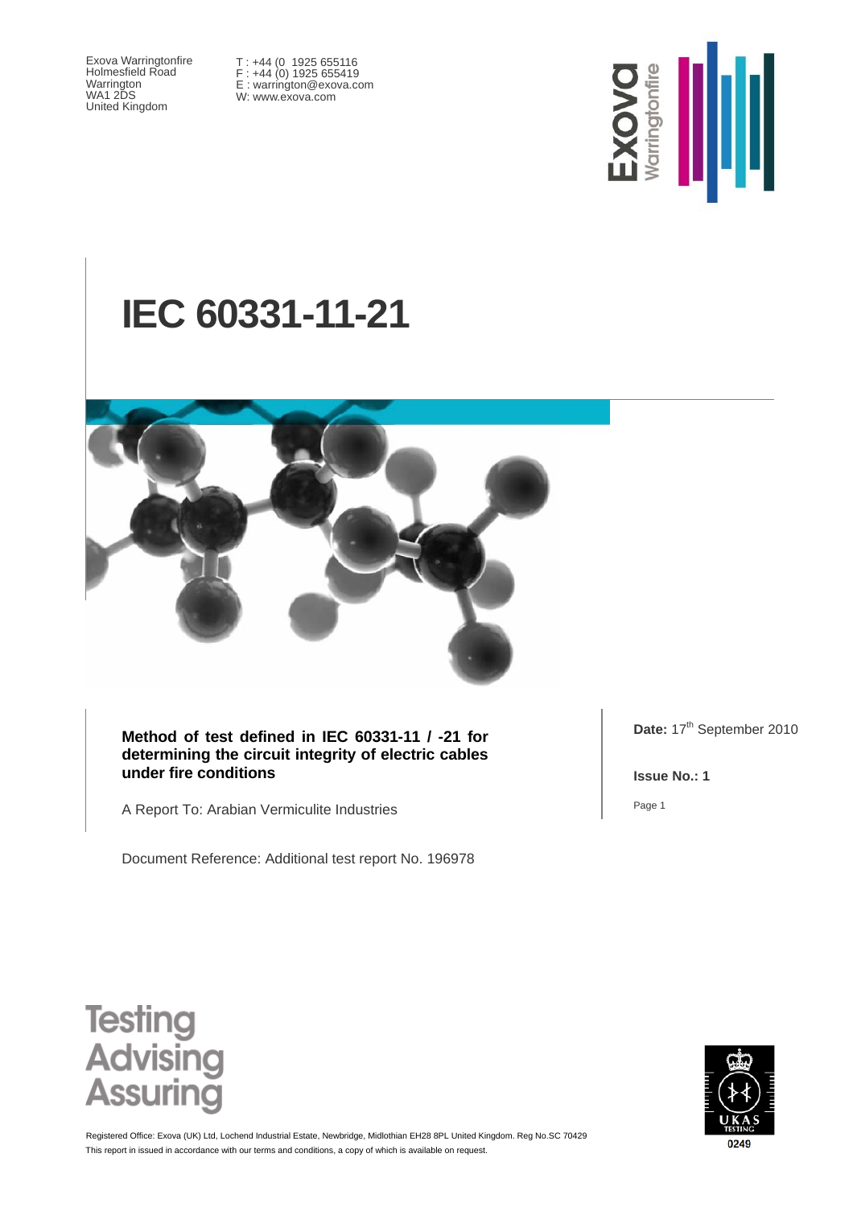Exova Warringtonfire
Holmesfield Road
Warrington
WA1 2DS
United Kingdom

T : +44 (0 1925 655116
F : +44 (0) 1925 655419
E : warrington@exova.com
W: www.exova.com

# IEC 60331-11-21

**Method of test defined in IEC 60331-11 / -21 for determining the circuit integrity of electric cables under fire conditions**

A Report To: Arabian Vermiculite Industries

Document Reference: Additional test report No. 196978

**Date:** 17th September 2010

**Issue No.: 1**

Testing
Advising
Assuring

Registered Office: Exova (UK) Ltd, Lochend Industrial Estate, Newbridge, Midlothian EH28 8PL United Kingdom. Reg No.SC 70429
This report in issued in accordance with our terms and conditions, a copy of which is available on request.

UKAS TESTING 0249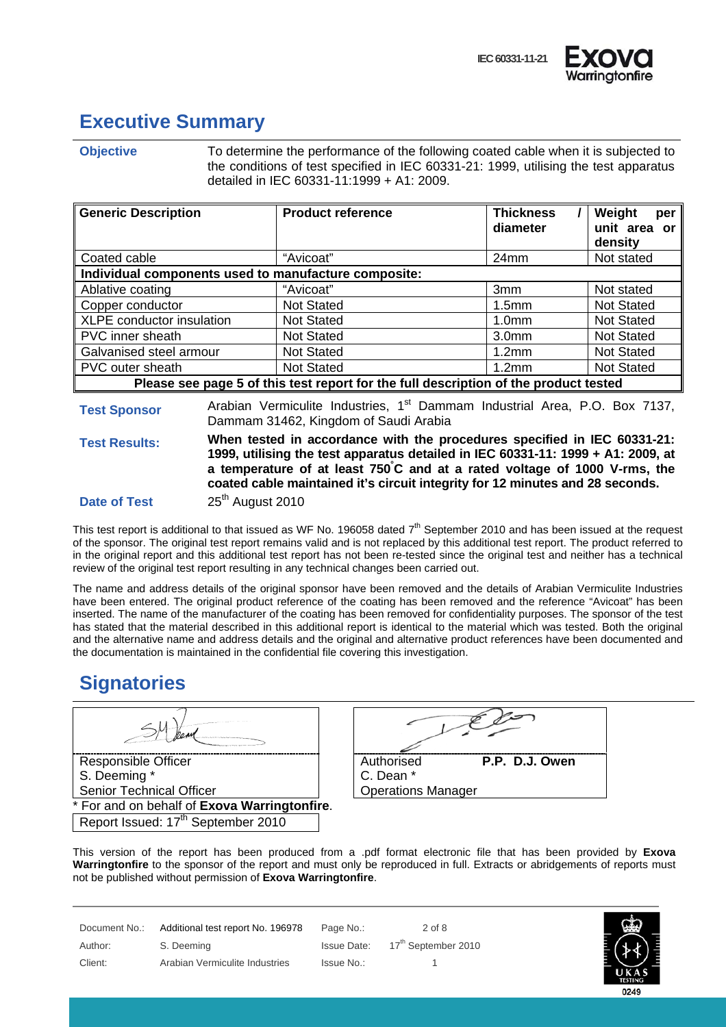# Executive Summary

**Objective** To determine the performance of the following coated cable when it is subjected to the conditions of test specified in IEC 60331-21: 1999, utilising the test apparatus detailed in IEC 60331-11:1999 + A1: 2009.

| Generic Description | Product reference | Thickness / diameter | Weight per unit area or density |
|---|---|---|---|
| Coated cable | "Avicoat" | 24mm | Not stated |
| **Individual components used to manufacture composite:** | | | |
| Ablative coating | "Avicoat" | 3mm | Not stated |
| Copper conductor | Not Stated | 1.5mm | Not Stated |
| XLPE conductor insulation | Not Stated | 1.0mm | Not Stated |
| PVC inner sheath | Not Stated | 3.0mm | Not Stated |
| Galvanised steel armour | Not Stated | 1.2mm | Not Stated |
| PVC outer sheath | Not Stated | 1.2mm | Not Stated |
| **Please see page 5 of this test report for the full description of the product tested** | | | |

**Test Sponsor** Arabian Vermiculite Industries, 1st Dammam Industrial Area, P.O. Box 7137, Dammam 31462, Kingdom of Saudi Arabia

**Test Results:** **When tested in accordance with the procedures specified in IEC 60331-21: 1999, utilising the test apparatus detailed in IEC 60331-11: 1999 + A1: 2009, at a temperature of at least 750°C and at a rated voltage of 1000 V-rms, the coated cable maintained it's circuit integrity for 12 minutes and 28 seconds.**

**Date of Test** 25th August 2010

This test report is additional to that issued as WF No. 196058 dated 7th September 2010 and has been issued at the request of the sponsor. The original test report remains valid and is not replaced by this additional test report. The product referred to in the original report and this additional test report has not been re-tested since the original test and neither has a technical review of the original test report resulting in any technical changes been carried out.

The name and address details of the original sponsor have been removed and the details of Arabian Vermiculite Industries have been entered. The original product reference of the coating has been removed and the reference "Avicoat" has been inserted. The name of the manufacturer of the coating has been removed for confidentiality purposes. The sponsor of the test has stated that the material described in this additional report is identical to the material which was tested. Both the original and the alternative name and address details and the original and alternative product references have been documented and the documentation is maintained in the confidential file covering this investigation.

# Signatories

| Responsible Officer | Authorised **P.P. D.J. Owen** |
|---|---|
| S. Deeming * | C. Dean * |
| Senior Technical Officer | Operations Manager |

* For and on behalf of **Exova Warringtonfire**.

Report Issued: 17th September 2010

This version of the report has been produced from a .pdf format electronic file that has been provided by **Exova Warringtonfire** to the sponsor of the report and must only be reproduced in full. Extracts or abridgements of reports must not be published without permission of **Exova Warringtonfire**.

| Document No.: | Additional test report No. 196978 | Page No.: | 2 of 8 |
|---|---|---|---|
| Author: | S. Deeming | Issue Date: | 17th September 2010 |
| Client: | Arabian Vermiculite Industries | Issue No.: | 1 |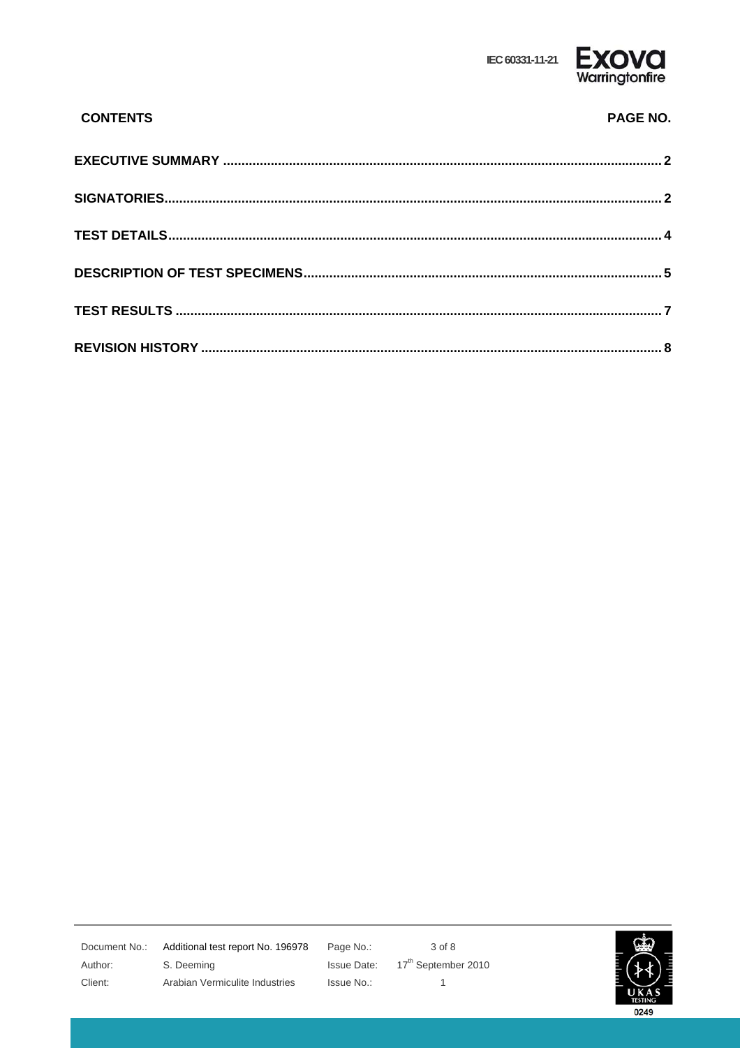| CONTENTS | PAGE NO. |
|---|---|
| **EXECUTIVE SUMMARY** | **2** |
| **SIGNATORIES** | **2** |
| **TEST DETAILS** | **4** |
| **DESCRIPTION OF TEST SPECIMENS** | **5** |
| **TEST RESULTS** | **7** |
| **REVISION HISTORY** | **8** |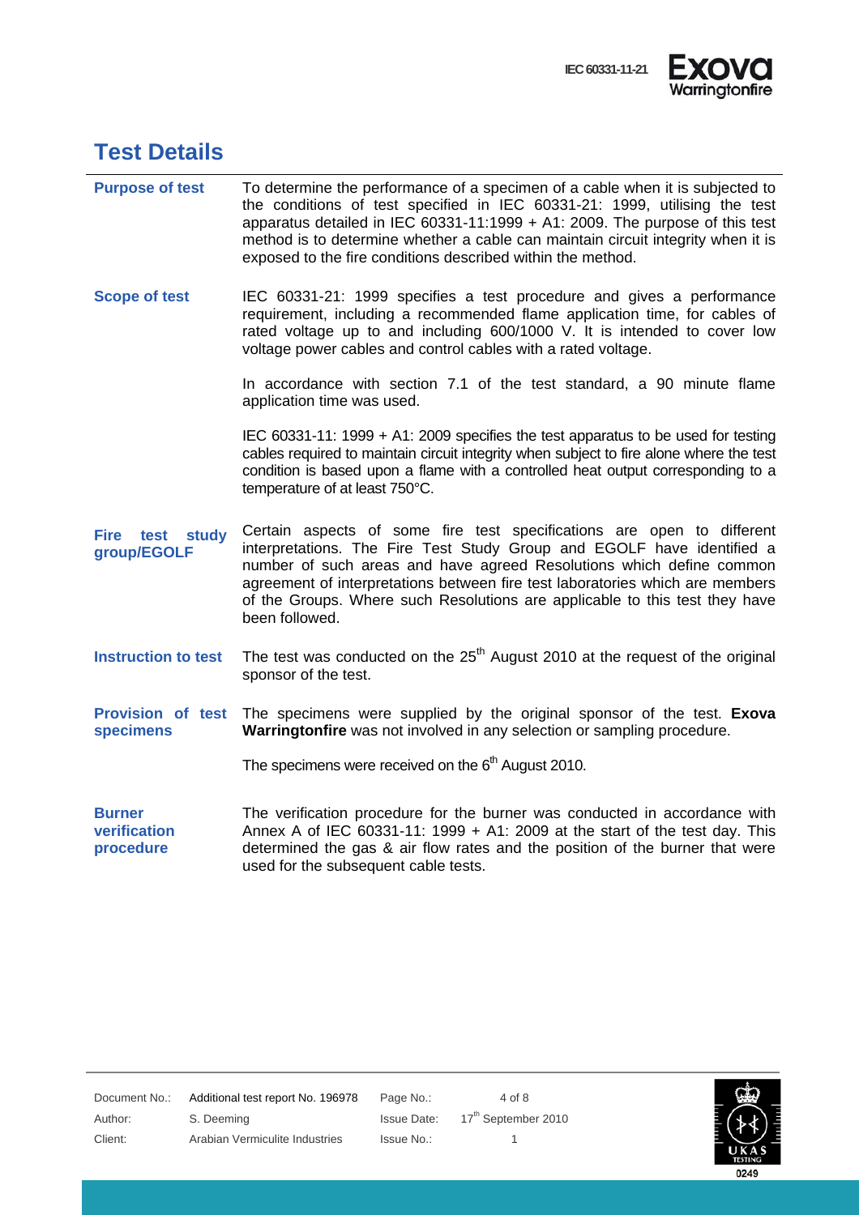# Test Details

**Purpose of test**

To determine the performance of a specimen of a cable when it is subjected to the conditions of test specified in IEC 60331-21: 1999, utilising the test apparatus detailed in IEC 60331-11:1999 + A1: 2009. The purpose of this test method is to determine whether a cable can maintain circuit integrity when it is exposed to the fire conditions described within the method.

**Scope of test**

IEC 60331-21: 1999 specifies a test procedure and gives a performance requirement, including a recommended flame application time, for cables of rated voltage up to and including 600/1000 V. It is intended to cover low voltage power cables and control cables with a rated voltage.

In accordance with section 7.1 of the test standard, a 90 minute flame application time was used.

IEC 60331-11: 1999 + A1: 2009 specifies the test apparatus to be used for testing cables required to maintain circuit integrity when subject to fire alone where the test condition is based upon a flame with a controlled heat output corresponding to a temperature of at least 750°C.

**Fire test study group/EGOLF**

Certain aspects of some fire test specifications are open to different interpretations. The Fire Test Study Group and EGOLF have identified a number of such areas and have agreed Resolutions which define common agreement of interpretations between fire test laboratories which are members of the Groups. Where such Resolutions are applicable to this test they have been followed.

**Instruction to test**

The test was conducted on the 25th August 2010 at the request of the original sponsor of the test.

**Provision of test specimens**

The specimens were supplied by the original sponsor of the test. **Exova Warringtonfire** was not involved in any selection or sampling procedure.

The specimens were received on the 6th August 2010.

**Burner verification procedure**

The verification procedure for the burner was conducted in accordance with Annex A of IEC 60331-11: 1999 + A1: 2009 at the start of the test day. This determined the gas & air flow rates and the position of the burner that were used for the subsequent cable tests.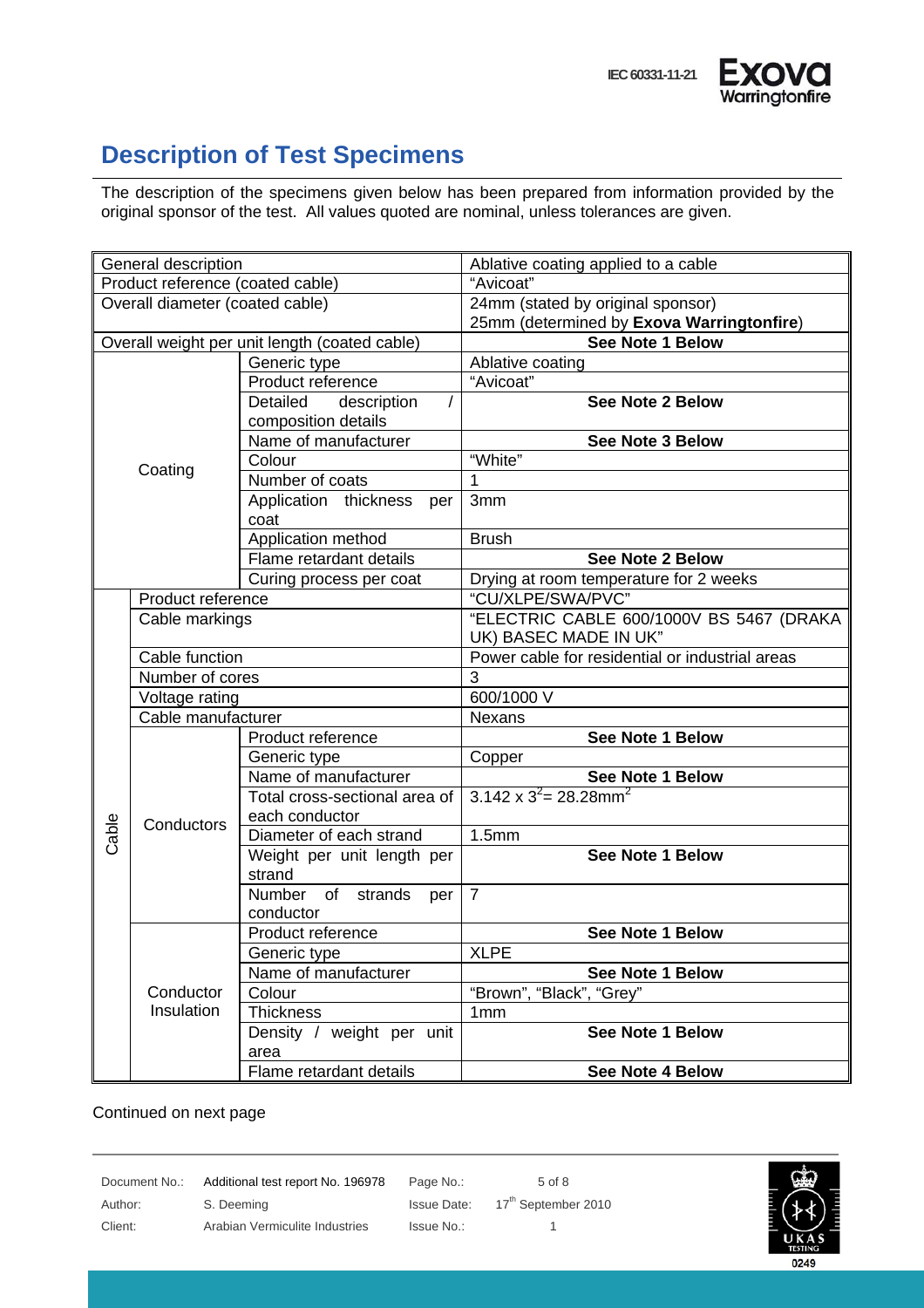## Description of Test Specimens

The description of the specimens given below has been prepared from information provided by the original sponsor of the test. All values quoted are nominal, unless tolerances are given.

| | | | |
|---|---|---|---|
| General description | | | Ablative coating applied to a cable |
| Product reference (coated cable) | | | "Avicoat" |
| Overall diameter (coated cable) | | | 24mm (stated by original sponsor)<br>25mm (determined by **Exova Warringtonfire**) |
| Overall weight per unit length (coated cable) | | | **See Note 1 Below** |
| Coating | | Generic type | Ablative coating |
| | | Product reference | "Avicoat" |
| | | Detailed description / composition details | **See Note 2 Below** |
| | | Name of manufacturer | **See Note 3 Below** |
| | | Colour | "White" |
| | | Number of coats | 1 |
| | | Application thickness per coat | 3mm |
| | | Application method | Brush |
| | | Flame retardant details | **See Note 2 Below** |
| | | Curing process per coat | Drying at room temperature for 2 weeks |
| Cable | Product reference | | "CU/XLPE/SWA/PVC" |
| | Cable markings | | "ELECTRIC CABLE 600/1000V BS 5467 (DRAKA UK) BASEC MADE IN UK" |
| | Cable function | | Power cable for residential or industrial areas |
| | Number of cores | | 3 |
| | Voltage rating | | 600/1000 V |
| | Cable manufacturer | | Nexans |
| | Conductors | Product reference | **See Note 1 Below** |
| | | Generic type | Copper |
| | | Name of manufacturer | **See Note 1 Below** |
| | | Total cross-sectional area of each conductor | $3.142 \times 3^2 = 28.28\text{mm}^2$ |
| | | Diameter of each strand | 1.5mm |
| | | Weight per unit length per strand | **See Note 1 Below** |
| | | Number of strands per conductor | 7 |
| | Conductor Insulation | Product reference | **See Note 1 Below** |
| | | Generic type | XLPE |
| | | Name of manufacturer | **See Note 1 Below** |
| | | Colour | "Brown", "Black", "Grey" |
| | | Thickness | 1mm |
| | | Density / weight per unit area | **See Note 1 Below** |
| | | Flame retardant details | **See Note 4 Below** |

Continued on next page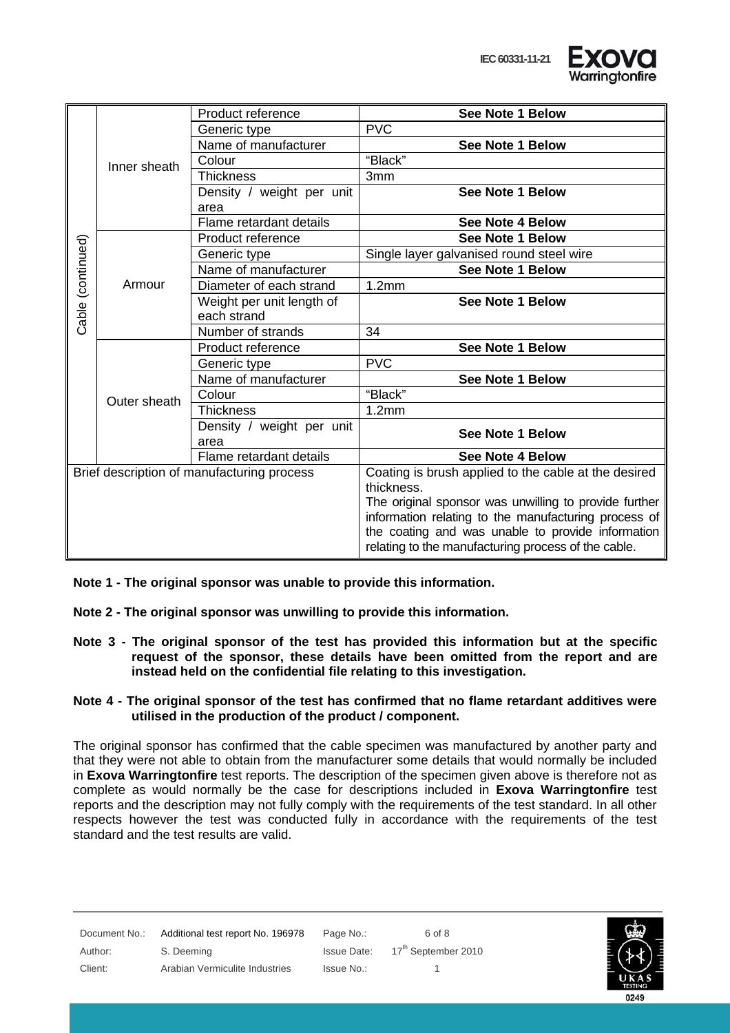| | | | |
|---|---|---|---|
| Cable (continued) | Inner sheath | Product reference | **See Note 1 Below** |
| | | Generic type | PVC |
| | | Name of manufacturer | **See Note 1 Below** |
| | | Colour | "Black" |
| | | Thickness | 3mm |
| | | Density / weight per unit area | **See Note 1 Below** |
| | | Flame retardant details | **See Note 4 Below** |
| | Armour | Product reference | **See Note 1 Below** |
| | | Generic type | Single layer galvanised round steel wire |
| | | Name of manufacturer | **See Note 1 Below** |
| | | Diameter of each strand | 1.2mm |
| | | Weight per unit length of each strand | **See Note 1 Below** |
| | | Number of strands | 34 |
| | Outer sheath | Product reference | **See Note 1 Below** |
| | | Generic type | PVC |
| | | Name of manufacturer | **See Note 1 Below** |
| | | Colour | "Black" |
| | | Thickness | 1.2mm |
| | | Density / weight per unit area | **See Note 1 Below** |
| | | Flame retardant details | **See Note 4 Below** |
| Brief description of manufacturing process | | | Coating is brush applied to the cable at the desired thickness. The original sponsor was unwilling to provide further information relating to the manufacturing process of the coating and was unable to provide information relating to the manufacturing process of the cable. |

**Note 1 - The original sponsor was unable to provide this information.**

**Note 2 - The original sponsor was unwilling to provide this information.**

**Note 3 - The original sponsor of the test has provided this information but at the specific request of the sponsor, these details have been omitted from the report and are instead held on the confidential file relating to this investigation.**

**Note 4 - The original sponsor of the test has confirmed that no flame retardant additives were utilised in the production of the product / component.**

The original sponsor has confirmed that the cable specimen was manufactured by another party and that they were not able to obtain from the manufacturer some details that would normally be included in **Exova Warringtonfire** test reports. The description of the specimen given above is therefore not as complete as would normally be the case for descriptions included in **Exova Warringtonfire** test reports and the description may not fully comply with the requirements of the test standard. In all other respects however the test was conducted fully in accordance with the requirements of the test standard and the test results are valid.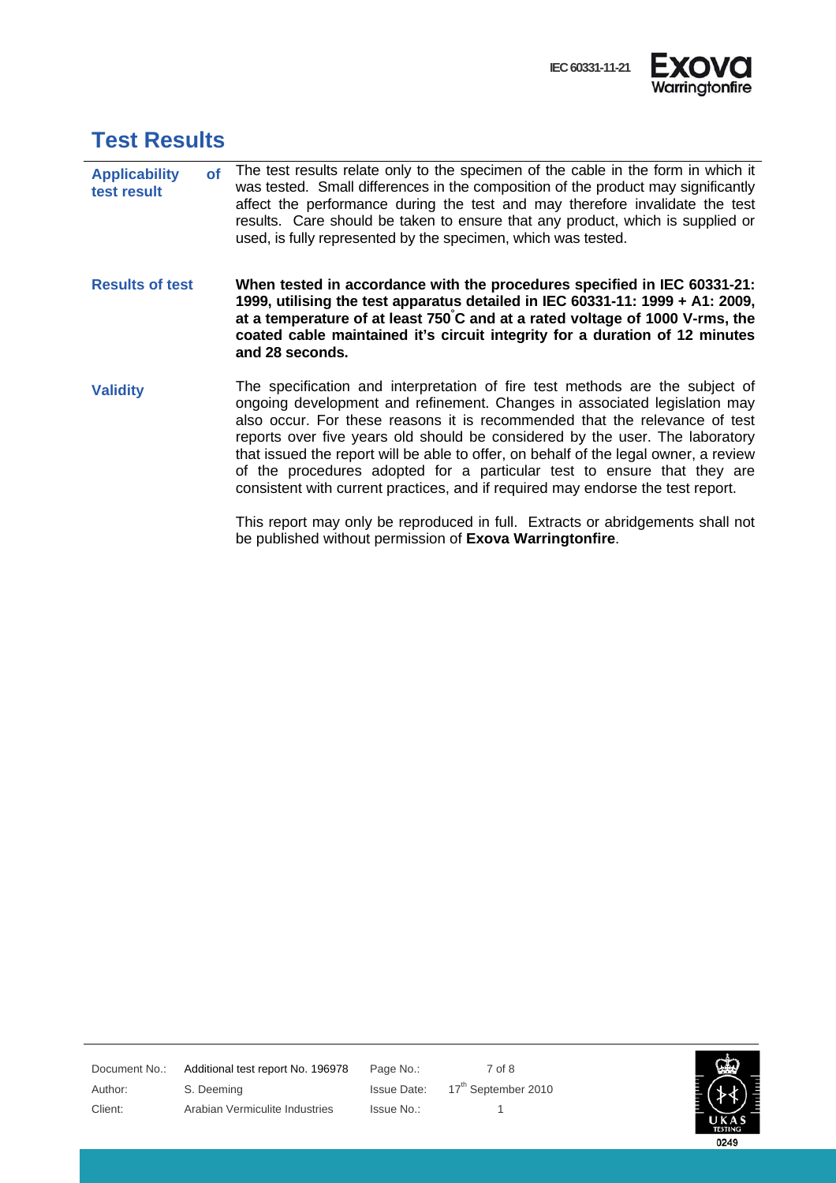# Test Results

**Applicability of test result**

The test results relate only to the specimen of the cable in the form in which it was tested. Small differences in the composition of the product may significantly affect the performance during the test and may therefore invalidate the test results. Care should be taken to ensure that any product, which is supplied or used, is fully represented by the specimen, which was tested.

**Results of test**

**When tested in accordance with the procedures specified in IEC 60331-21: 1999, utilising the test apparatus detailed in IEC 60331-11: 1999 + A1: 2009, at a temperature of at least 750°C and at a rated voltage of 1000 V-rms, the coated cable maintained it's circuit integrity for a duration of 12 minutes and 28 seconds.**

**Validity**

The specification and interpretation of fire test methods are the subject of ongoing development and refinement. Changes in associated legislation may also occur. For these reasons it is recommended that the relevance of test reports over five years old should be considered by the user. The laboratory that issued the report will be able to offer, on behalf of the legal owner, a review of the procedures adopted for a particular test to ensure that they are consistent with current practices, and if required may endorse the test report.

This report may only be reproduced in full. Extracts or abridgements shall not be published without permission of **Exova Warringtonfire**.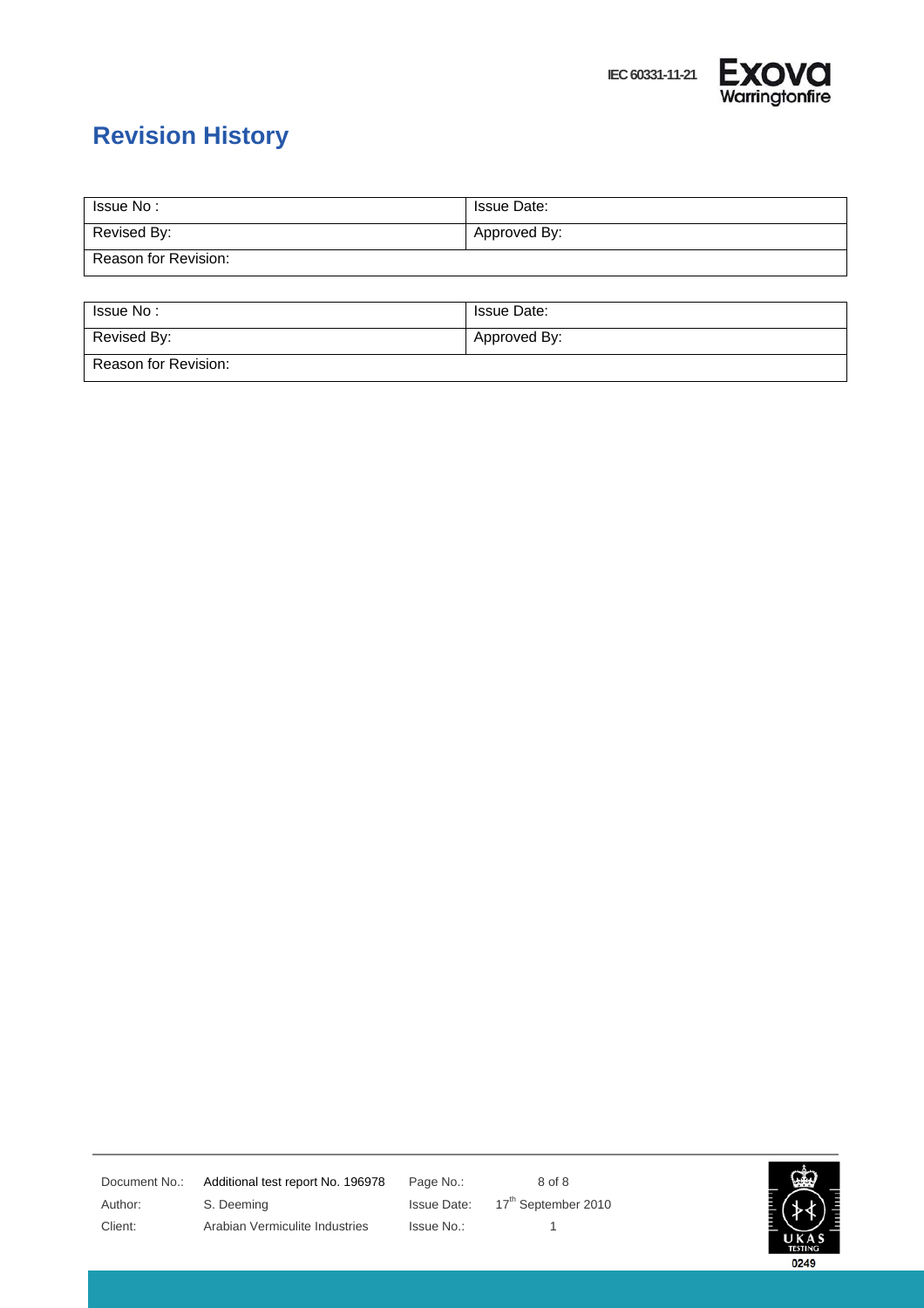# Revision History

| | |
|---|---|
| Issue No : | Issue Date: |
| Revised By: | Approved By: |
| Reason for Revision: | |

| | |
|---|---|
| Issue No : | Issue Date: |
| Revised By: | Approved By: |
| Reason for Revision: | |